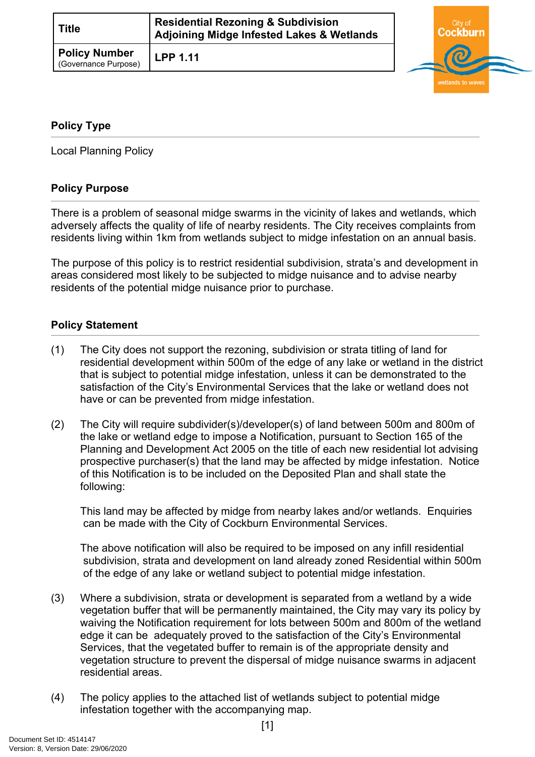| Title | Residential Rezoning & Subdivision Adjoining Midge Infested Lakes & Wetlands |
|---|---|
| Policy Number (Governance Purpose) | LPP 1.11 |

## Policy Type

Local Planning Policy

## Policy Purpose

There is a problem of seasonal midge swarms in the vicinity of lakes and wetlands, which adversely affects the quality of life of nearby residents. The City receives complaints from residents living within 1km from wetlands subject to midge infestation on an annual basis.

The purpose of this policy is to restrict residential subdivision, strata's and development in areas considered most likely to be subjected to midge nuisance and to advise nearby residents of the potential midge nuisance prior to purchase.

## Policy Statement

(1) The City does not support the rezoning, subdivision or strata titling of land for residential development within 500m of the edge of any lake or wetland in the district that is subject to potential midge infestation, unless it can be demonstrated to the satisfaction of the City's Environmental Services that the lake or wetland does not have or can be prevented from midge infestation.

(2) The City will require subdivider(s)/developer(s) of land between 500m and 800m of the lake or wetland edge to impose a Notification, pursuant to Section 165 of the Planning and Development Act 2005 on the title of each new residential lot advising prospective purchaser(s) that the land may be affected by midge infestation. Notice of this Notification is to be included on the Deposited Plan and shall state the following:

This land may be affected by midge from nearby lakes and/or wetlands. Enquiries can be made with the City of Cockburn Environmental Services.

The above notification will also be required to be imposed on any infill residential subdivision, strata and development on land already zoned Residential within 500m of the edge of any lake or wetland subject to potential midge infestation.

(3) Where a subdivision, strata or development is separated from a wetland by a wide vegetation buffer that will be permanently maintained, the City may vary its policy by waiving the Notification requirement for lots between 500m and 800m of the wetland edge it can be adequately proved to the satisfaction of the City's Environmental Services, that the vegetated buffer to remain is of the appropriate density and vegetation structure to prevent the dispersal of midge nuisance swarms in adjacent residential areas.

(4) The policy applies to the attached list of wetlands subject to potential midge infestation together with the accompanying map.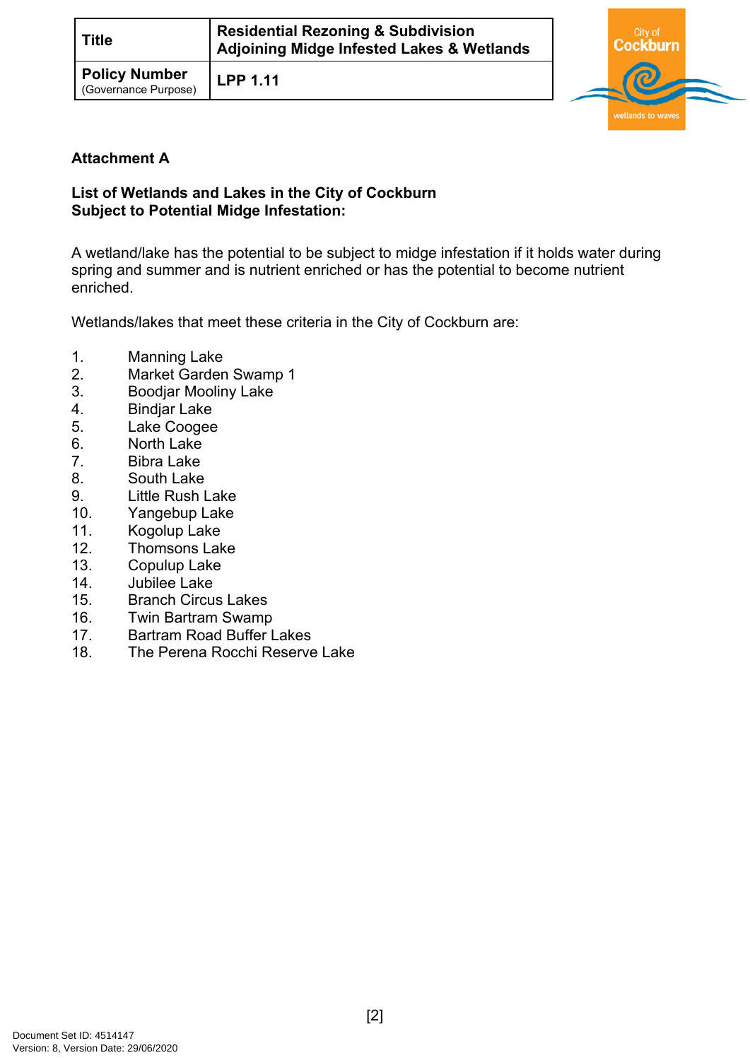| Title | Residential Rezoning & Subdivision Adjoining Midge Infested Lakes & Wetlands |
| --- | --- |
| **Policy Number** (Governance Purpose) | **LPP 1.11** |

**Attachment A**

**List of Wetlands and Lakes in the City of Cockburn Subject to Potential Midge Infestation:**

A wetland/lake has the potential to be subject to midge infestation if it holds water during spring and summer and is nutrient enriched or has the potential to become nutrient enriched.

Wetlands/lakes that meet these criteria in the City of Cockburn are:

1. Manning Lake
2. Market Garden Swamp 1
3. Boodjar Mooliny Lake
4. Bindjar Lake
5. Lake Coogee
6. North Lake
7. Bibra Lake
8. South Lake
9. Little Rush Lake
10. Yangebup Lake
11. Kogolup Lake
12. Thomsons Lake
13. Copulup Lake
14. Jubilee Lake
15. Branch Circus Lakes
16. Twin Bartram Swamp
17. Bartram Road Buffer Lakes
18. The Perena Rocchi Reserve Lake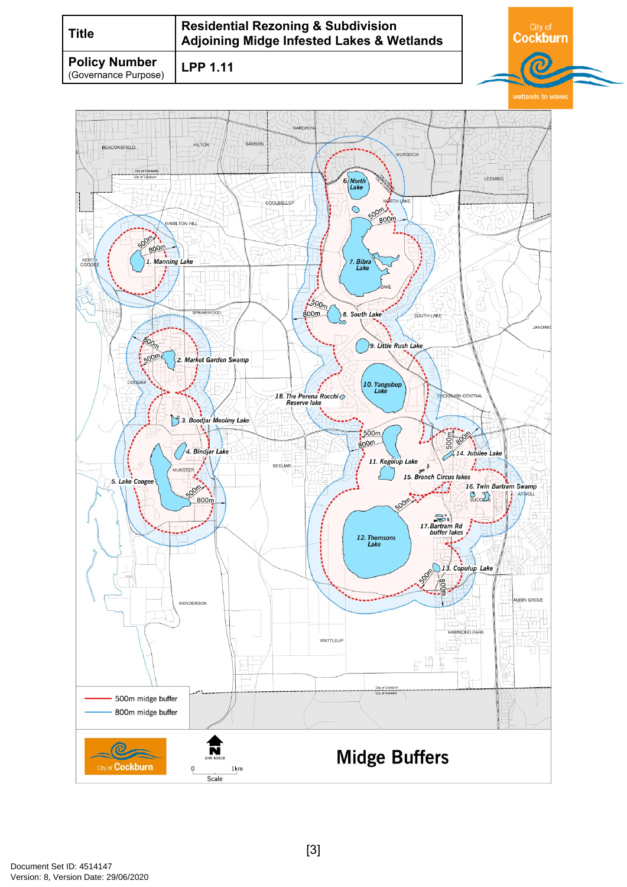| Title | Residential Rezoning & Subdivision Adjoining Midge Infested Lakes & Wetlands |
|---|---|
| **Policy Number** (Governance Purpose) | **LPP 1.11** |

# Midge Buffers

- 500m midge buffer
- 800m midge buffer

1. Manning Lake
2. Market Garden Swamp
3. Boodjar Mooliny Lake
4. Bindjar Lake
5. Lake Coogee
6. North Lake
7. Bibra Lake
8. South Lake
9. Little Rush Lake
10. Yangebup Lake
11. Kogolup Lake
12. Thomsons Lake
13. Copulup Lake
14. Jubilee Lake
15. Branch Circus lakes
16. Twin Bartram Swamp
17. Bartram Rd buffer lakes
18. The Perena Rocchi Reserve lake

Scale: 0 – 1km

Document Set ID: 4514147
Version: 8, Version Date: 29/06/2020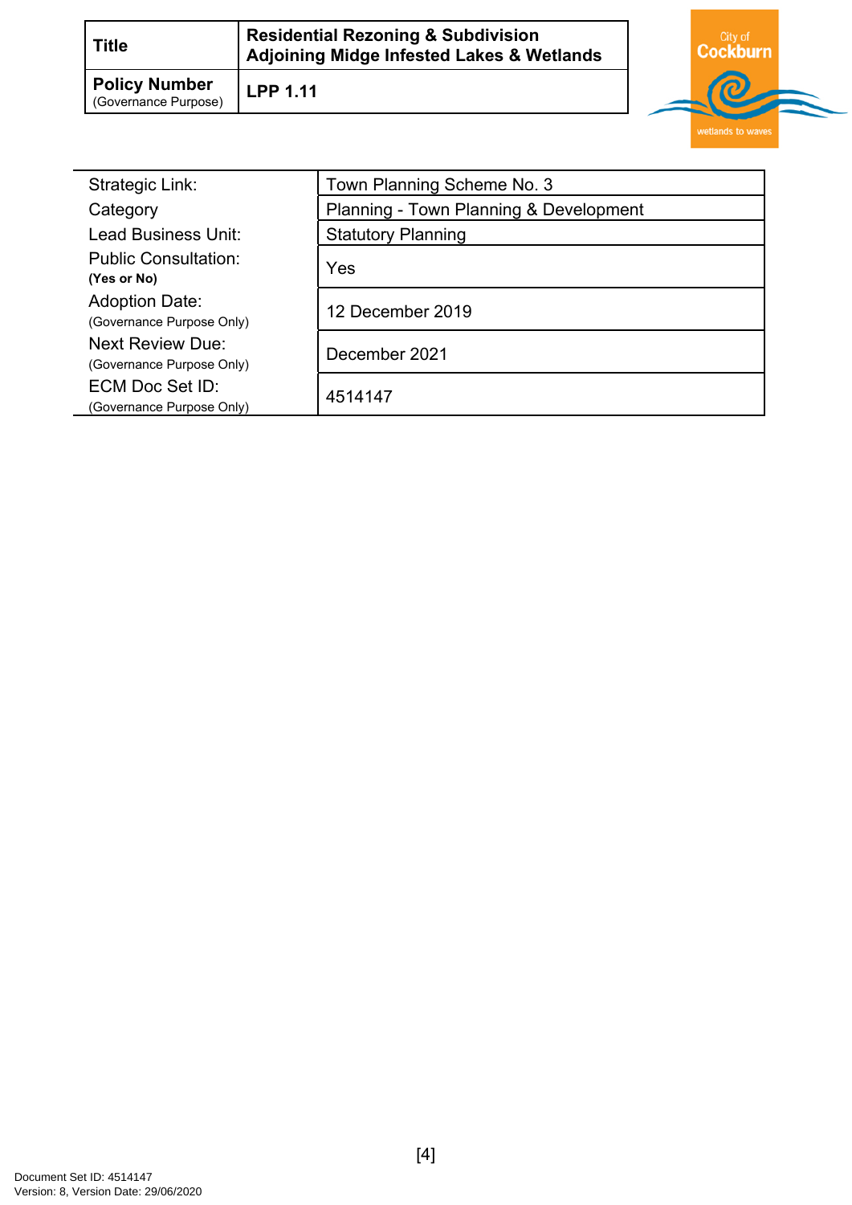| | |
|---|---|
| **Title** | **Residential Rezoning & Subdivision Adjoining Midge Infested Lakes & Wetlands** |
| **Policy Number** (Governance Purpose) | **LPP 1.11** |

| | |
|---|---|
| Strategic Link: | Town Planning Scheme No. 3 |
| Category | Planning - Town Planning & Development |
| Lead Business Unit: | Statutory Planning |
| Public Consultation: **(Yes or No)** | Yes |
| Adoption Date: (Governance Purpose Only) | 12 December 2019 |
| Next Review Due: (Governance Purpose Only) | December 2021 |
| ECM Doc Set ID: (Governance Purpose Only) | 4514147 |

Document Set ID: 4514147
Version: 8, Version Date: 29/06/2020